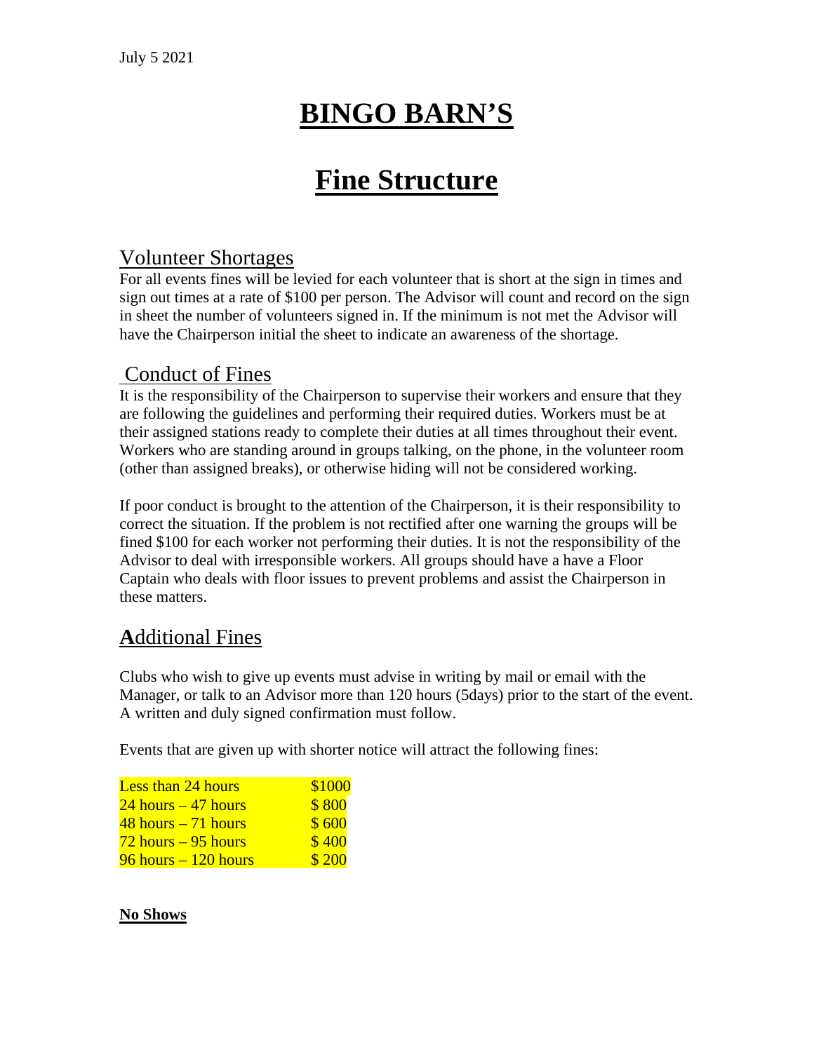July 5 2021

# BINGO BARN'S

# Fine Structure

## Volunteer Shortages

For all events fines will be levied for each volunteer that is short at the sign in times and sign out times at a rate of $100 per person. The Advisor will count and record on the sign in sheet the number of volunteers signed in. If the minimum is not met the Advisor will have the Chairperson initial the sheet to indicate an awareness of the shortage.

## Conduct of Fines

It is the responsibility of the Chairperson to supervise their workers and ensure that they are following the guidelines and performing their required duties. Workers must be at their assigned stations ready to complete their duties at all times throughout their event. Workers who are standing around in groups talking, on the phone, in the volunteer room (other than assigned breaks), or otherwise hiding will not be considered working.

If poor conduct is brought to the attention of the Chairperson, it is their responsibility to correct the situation. If the problem is not rectified after one warning the groups will be fined $100 for each worker not performing their duties. It is not the responsibility of the Advisor to deal with irresponsible workers. All groups should have a have a Floor Captain who deals with floor issues to prevent problems and assist the Chairperson in these matters.

## Additional Fines

Clubs who wish to give up events must advise in writing by mail or email with the Manager, or talk to an Advisor more than 120 hours (5days) prior to the start of the event. A written and duly signed confirmation must follow.

Events that are given up with shorter notice will attract the following fines:

| | |
|---|---|
| Less than 24 hours | $1000 |
| 24 hours – 47 hours | $ 800 |
| 48 hours – 71 hours | $ 600 |
| 72 hours – 95 hours | $ 400 |
| 96 hours – 120 hours | $ 200 |

**No Shows**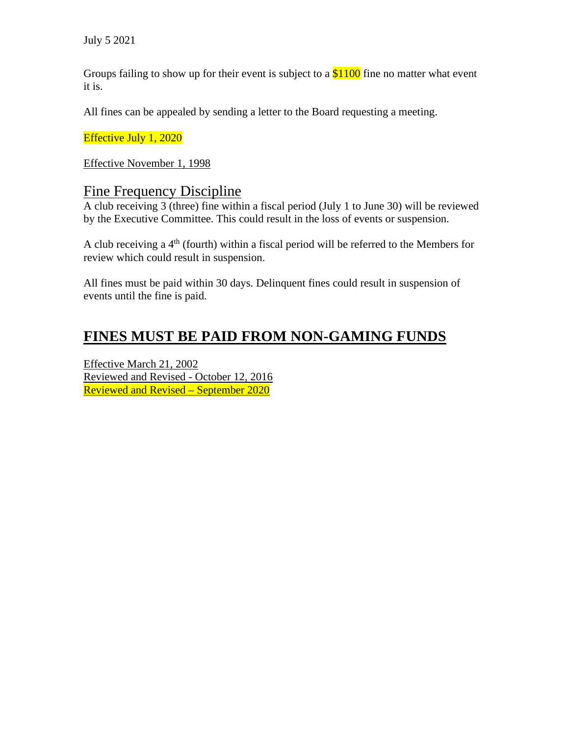July 5 2021

Groups failing to show up for their event is subject to a $1100 fine no matter what event it is.

All fines can be appealed by sending a letter to the Board requesting a meeting.

Effective July 1, 2020

Effective November 1, 1998

## Fine Frequency Discipline

A club receiving 3 (three) fine within a fiscal period (July 1 to June 30) will be reviewed by the Executive Committee. This could result in the loss of events or suspension.

A club receiving a 4th (fourth) within a fiscal period will be referred to the Members for review which could result in suspension.

All fines must be paid within 30 days. Delinquent fines could result in suspension of events until the fine is paid.

## FINES MUST BE PAID FROM NON-GAMING FUNDS

Effective March 21, 2002
Reviewed and Revised - October 12, 2016
Reviewed and Revised – September 2020